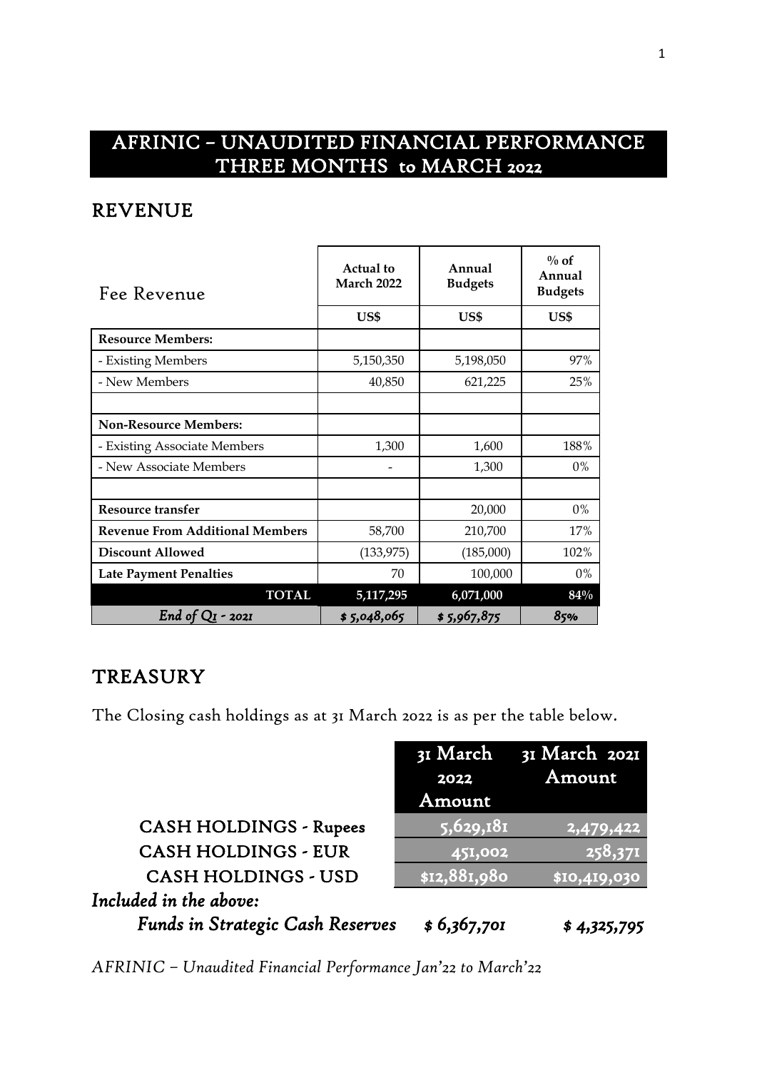# AFRINIC – UNAUDITED FINANCIAL PERFORMANCE THREE MONTHS to MARCH 2022

## REVENUE

| Fee Revenue | Actual to March 2022 | Annual Budgets | % of Annual Budgets |
|---|---|---|---|
| | US$ | US$ | US$ |
| **Resource Members:** | | | |
| - Existing Members | 5,150,350 | 5,198,050 | 97% |
| - New Members | 40,850 | 621,225 | 25% |
| | | | |
| **Non-Resource Members:** | | | |
| - Existing Associate Members | 1,300 | 1,600 | 188% |
| - New Associate Members | - | 1,300 | 0% |
| | | | |
| **Resource transfer** | | 20,000 | 0% |
| **Revenue From Additional Members** | 58,700 | 210,700 | 17% |
| **Discount Allowed** | (133,975) | (185,000) | 102% |
| **Late Payment Penalties** | 70 | 100,000 | 0% |
| **TOTAL** | **5,117,295** | **6,071,000** | **84%** |
| *End of Q1 - 2021* | *$ 5,048,065* | *$ 5,967,875* | *85%* |

## TREASURY

The Closing cash holdings as at 31 March 2022 is as per the table below.

| | 31 March 2022 Amount | 31 March 2021 Amount |
|---|---|---|
| CASH HOLDINGS - Rupees | 5,629,181 | 2,479,422 |
| CASH HOLDINGS - EUR | 451,002 | 258,371 |
| CASH HOLDINGS - USD | $12,881,980 | $10,419,030 |
| *Included in the above:* | | |
| *Funds in Strategic Cash Reserves* | *$ 6,367,701* | *$ 4,325,795* |

*AFRINIC – Unaudited Financial Performance Jan'22 to March'22*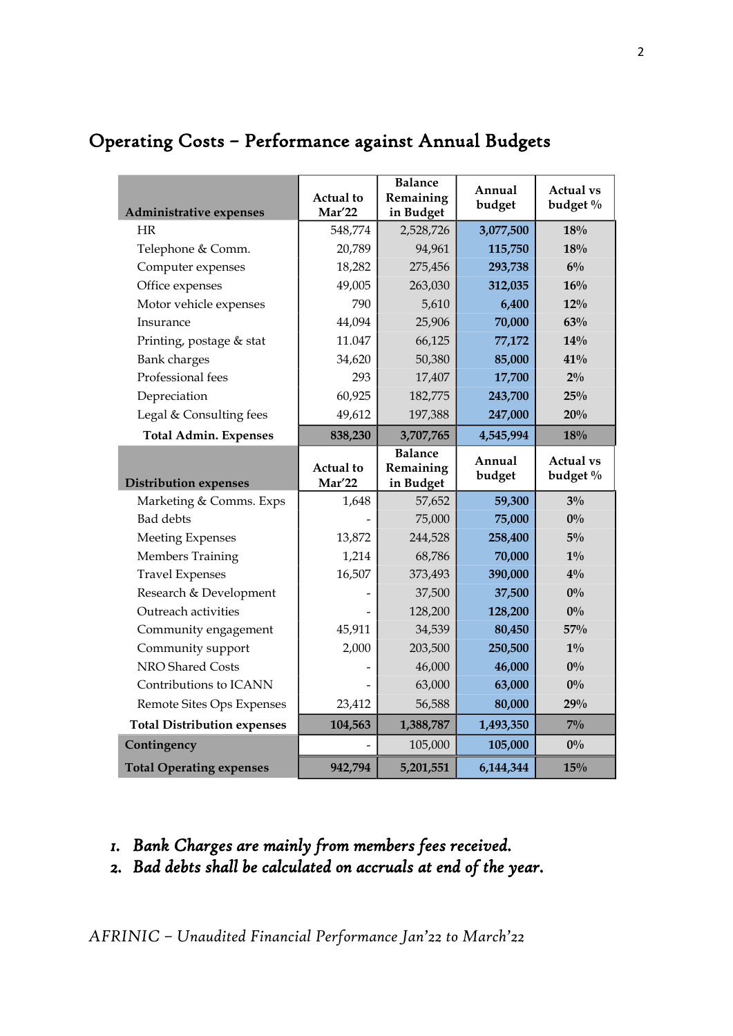## Operating Costs – Performance against Annual Budgets

| Administrative expenses | Actual to Mar'22 | Balance Remaining in Budget | Annual budget | Actual vs budget % |
|---|---|---|---|---|
| HR | 548,774 | 2,528,726 | **3,077,500** | **18%** |
| Telephone & Comm. | 20,789 | 94,961 | **115,750** | **18%** |
| Computer expenses | 18,282 | 275,456 | **293,738** | **6%** |
| Office expenses | 49,005 | 263,030 | **312,035** | **16%** |
| Motor vehicle expenses | 790 | 5,610 | **6,400** | **12%** |
| Insurance | 44,094 | 25,906 | **70,000** | **63%** |
| Printing, postage & stat | 11.047 | 66,125 | **77,172** | **14%** |
| Bank charges | 34,620 | 50,380 | **85,000** | **41%** |
| Professional fees | 293 | 17,407 | **17,700** | **2%** |
| Depreciation | 60,925 | 182,775 | **243,700** | **25%** |
| Legal & Consulting fees | 49,612 | 197,388 | **247,000** | **20%** |
| **Total Admin. Expenses** | **838,230** | **3,707,765** | **4,545,994** | **18%** |
| **Distribution expenses** | **Actual to Mar'22** | **Balance Remaining in Budget** | **Annual budget** | **Actual vs budget %** |
| Marketing & Comms. Exps | 1,648 | 57,652 | **59,300** | **3%** |
| Bad debts | - | 75,000 | **75,000** | **0%** |
| Meeting Expenses | 13,872 | 244,528 | **258,400** | **5%** |
| Members Training | 1,214 | 68,786 | **70,000** | **1%** |
| Travel Expenses | 16,507 | 373,493 | **390,000** | **4%** |
| Research & Development | - | 37,500 | **37,500** | **0%** |
| Outreach activities | - | 128,200 | **128,200** | **0%** |
| Community engagement | 45,911 | 34,539 | **80,450** | **57%** |
| Community support | 2,000 | 203,500 | **250,500** | **1%** |
| NRO Shared Costs | - | 46,000 | **46,000** | **0%** |
| Contributions to ICANN | - | 63,000 | **63,000** | **0%** |
| Remote Sites Ops Expenses | 23,412 | 56,588 | **80,000** | **29%** |
| **Total Distribution expenses** | **104,563** | **1,388,787** | **1,493,350** | **7%** |
| **Contingency** | - | 105,000 | **105,000** | **0%** |
| **Total Operating expenses** | **942,794** | **5,201,551** | **6,144,344** | **15%** |

1. *Bank Charges are mainly from members fees received.*
2. *Bad debts shall be calculated on accruals at end of the year.*

*AFRINIC – Unaudited Financial Performance Jan'22 to March'22*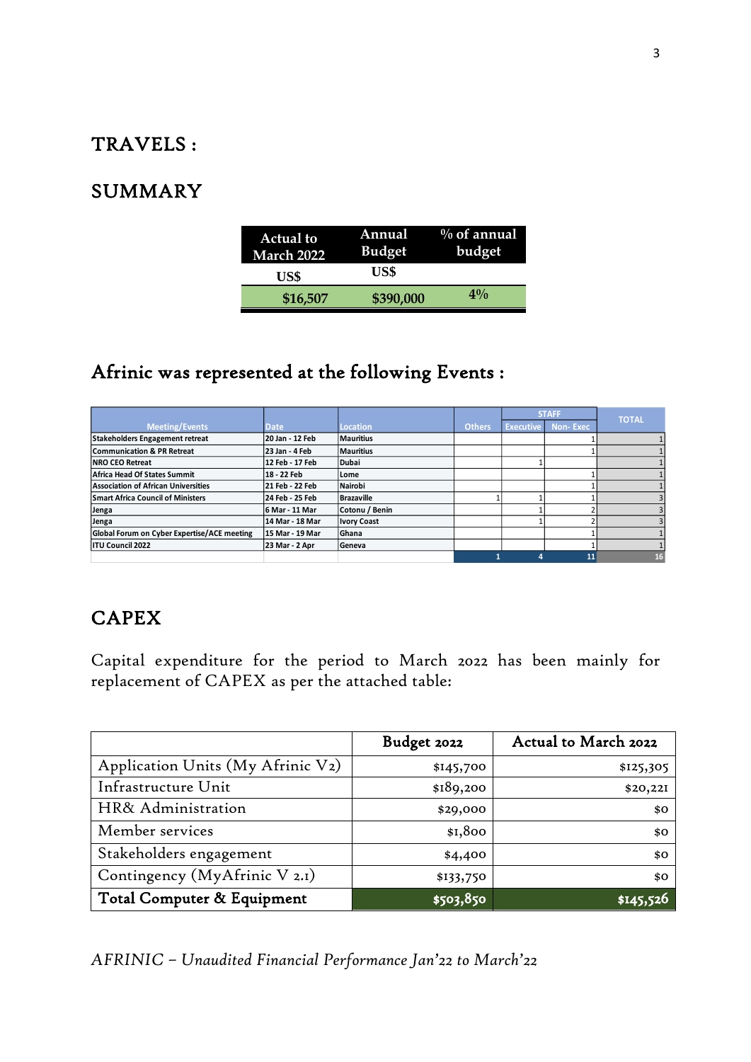## TRAVELS :

## SUMMARY

| Actual to March 2022 | Annual Budget | % of annual budget |
|---|---|---|
| US$ | US$ | |
| $16,507 | $390,000 | 4% |

## Afrinic was represented at the following Events :

| Meeting/Events | Date | Location | Others | STAFF | | TOTAL |
|---|---|---|---|---|---|---|
| | | | | Executive | Non- Exec | |
| Stakeholders Engagement retreat | 20 Jan - 12 Feb | Mauritius | | | 1 | 1 |
| Communication & PR Retreat | 23 Jan - 4 Feb | Mauritius | | | 1 | 1 |
| NRO CEO Retreat | 12 Feb - 17 Feb | Dubai | | 1 | | 1 |
| Africa Head Of States Summit | 18 - 22 Feb | Lome | | | 1 | 1 |
| Association of African Universities | 21 Feb - 22 Feb | Nairobi | | | 1 | 1 |
| Smart Africa Council of Ministers | 24 Feb - 25 Feb | Brazaville | 1 | 1 | 1 | 3 |
| Jenga | 6 Mar - 11 Mar | Cotonu / Benin | | 1 | 2 | 3 |
| Jenga | 14 Mar - 18 Mar | Ivory Coast | | 1 | 2 | 3 |
| Global Forum on Cyber Expertise/ACE meeting | 15 Mar - 19 Mar | Ghana | | | 1 | 1 |
| ITU Council 2022 | 23 Mar - 2 Apr | Geneva | | | 1 | 1 |
| | | | 1 | 4 | 11 | 16 |

## CAPEX

Capital expenditure for the period to March 2022 has been mainly for replacement of CAPEX as per the attached table:

| | Budget 2022 | Actual to March 2022 |
|---|---|---|
| Application Units (My Afrinic V2) | $145,700 | $125,305 |
| Infrastructure Unit | $189,200 | $20,221 |
| HR& Administration | $29,000 | $0 |
| Member services | $1,800 | $0 |
| Stakeholders engagement | $4,400 | $0 |
| Contingency (MyAfrinic V 2.1) | $133,750 | $0 |
| **Total Computer & Equipment** | **$503,850** | **$145,526** |

*AFRINIC – Unaudited Financial Performance Jan'22 to March'22*